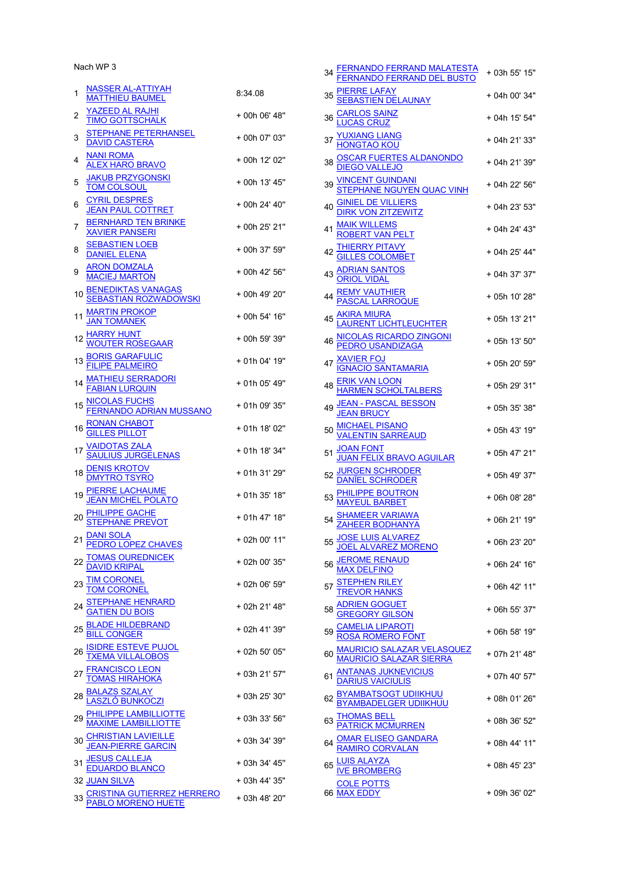Nach WP 3

| Pos | Team | Zeit |
|---|---|---|
| 1 | NASSER AL-ATTIYAH<br>MATTHIEU BAUMEL | 8:34.08 |
| 2 | YAZEED AL RAJHI<br>TIMO GOTTSCHALK | + 00h 06' 48" |
| 3 | STEPHANE PETERHANSEL<br>DAVID CASTERA | + 00h 07' 03" |
| 4 | NANI ROMA<br>ALEX HARO BRAVO | + 00h 12' 02" |
| 5 | JAKUB PRZYGONSKI<br>TOM COLSOUL | + 00h 13' 45" |
| 6 | CYRIL DESPRES<br>JEAN PAUL COTTRET | + 00h 24' 40" |
| 7 | BERNHARD TEN BRINKE<br>XAVIER PANSERI | + 00h 25' 21" |
| 8 | SEBASTIEN LOEB<br>DANIEL ELENA | + 00h 37' 59" |
| 9 | ARON DOMZALA<br>MACIEJ MARTON | + 00h 42' 56" |
| 10 | BENEDIKTAS VANAGAS<br>SEBASTIAN ROZWADOWSKI | + 00h 49' 20" |
| 11 | MARTIN PROKOP<br>JAN TOMANEK | + 00h 54' 16" |
| 12 | HARRY HUNT<br>WOUTER ROSEGAAR | + 00h 59' 39" |
| 13 | BORIS GARAFULIC<br>FILIPE PALMEIRO | + 01h 04' 19" |
| 14 | MATHIEU SERRADORI<br>FABIAN LURQUIN | + 01h 05' 49" |
| 15 | NICOLAS FUCHS<br>FERNANDO ADRIAN MUSSANO | + 01h 09' 35" |
| 16 | RONAN CHABOT<br>GILLES PILLOT | + 01h 18' 02" |
| 17 | VAIDOTAS ZALA<br>SAULIUS JURGELENAS | + 01h 18' 34" |
| 18 | DENIS KROTOV<br>DMYTRO TSYRO | + 01h 31' 29" |
| 19 | PIERRE LACHAUME<br>JEAN MICHEL POLATO | + 01h 35' 18" |
| 20 | PHILIPPE GACHE<br>STEPHANE PREVOT | + 01h 47' 18" |
| 21 | DANI SOLA<br>PEDRO LOPEZ CHAVES | + 02h 00' 11" |
| 22 | TOMAS OUREDNICEK<br>DAVID KRIPAL | + 02h 00' 35" |
| 23 | TIM CORONEL<br>TOM CORONEL | + 02h 06' 59" |
| 24 | STEPHANE HENRARD<br>GATIEN DU BOIS | + 02h 21' 48" |
| 25 | BLADE HILDEBRAND<br>BILL CONGER | + 02h 41' 39" |
| 26 | ISIDRE ESTEVE PUJOL<br>TXEMA VILLALOBOS | + 02h 50' 05" |
| 27 | FRANCISCO LEON<br>TOMAS HIRAHOKA | + 03h 21' 57" |
| 28 | BALAZS SZALAY<br>LASZLÓ BUNKOCZI | + 03h 25' 30" |
| 29 | PHILIPPE LAMBILLIOTTE<br>MAXIME LAMBILLIOTTE | + 03h 33' 56" |
| 30 | CHRISTIAN LAVIEILLE<br>JEAN-PIERRE GARCIN | + 03h 34' 39" |
| 31 | JESUS CALLEJA<br>EDUARDO BLANCO | + 03h 34' 45" |
| 32 | JUAN SILVA | + 03h 44' 35" |
| 33 | CRISTINA GUTIERREZ HERRERO<br>PABLO MORENO HUETE | + 03h 48' 20" |
| 34 | FERNANDO FERRAND MALATESTA<br>FERNANDO FERRAND DEL BUSTO | + 03h 55' 15" |
| 35 | PIERRE LAFAY<br>SEBASTIEN DELAUNAY | + 04h 00' 34" |
| 36 | CARLOS SAINZ<br>LUCAS CRUZ | + 04h 15' 54" |
| 37 | YUXIANG LIANG<br>HONGTAO KOU | + 04h 21' 33" |
| 38 | OSCAR FUERTES ALDANONDO<br>DIEGO VALLEJO | + 04h 21' 39" |
| 39 | VINCENT GUINDANI<br>STEPHANE NGUYEN QUAC VINH | + 04h 22' 56" |
| 40 | GINIEL DE VILLIERS<br>DIRK VON ZITZEWITZ | + 04h 23' 53" |
| 41 | MAIK WILLEMS<br>ROBERT VAN PELT | + 04h 24' 43" |
| 42 | THIERRY PITAVY<br>GILLES COLOMBET | + 04h 25' 44" |
| 43 | ADRIAN SANTOS<br>ORIOL VIDAL | + 04h 37' 37" |
| 44 | REMY VAUTHIER<br>PASCAL LARROQUE | + 05h 10' 28" |
| 45 | AKIRA MIURA<br>LAURENT LICHTLEUCHTER | + 05h 13' 21" |
| 46 | NICOLAS RICARDO ZINGONI<br>PEDRO USANDIZAGA | + 05h 13' 50" |
| 47 | XAVIER FOJ<br>IGNACIO SANTAMARIA | + 05h 20' 59" |
| 48 | ERIK VAN LOON<br>HARMEN SCHOLTALBERS | + 05h 29' 31" |
| 49 | JEAN - PASCAL BESSON<br>JEAN BRUCY | + 05h 35' 38" |
| 50 | MICHAEL PISANO<br>VALENTIN SARREAUD | + 05h 43' 19" |
| 51 | JOAN FONT<br>JUAN FELIX BRAVO AGUILAR | + 05h 47' 21" |
| 52 | JURGEN SCHRODER<br>DANIEL SCHRODER | + 05h 49' 37" |
| 53 | PHILIPPE BOUTRON<br>MAYEUL BARBET | + 06h 08' 28" |
| 54 | SHAMEER VARIAWA<br>ZAHEER BODHANYA | + 06h 21' 19" |
| 55 | JOSE LUIS ALVAREZ<br>JOEL ALVAREZ MORENO | + 06h 23' 20" |
| 56 | JEROME RENAUD<br>MAX DELFINO | + 06h 24' 16" |
| 57 | STEPHEN RILEY<br>TREVOR HANKS | + 06h 42' 11" |
| 58 | ADRIEN GOGUET<br>GREGORY GILSON | + 06h 55' 37" |
| 59 | CAMELIA LIPAROTI<br>ROSA ROMERO FONT | + 06h 58' 19" |
| 60 | MAURICIO SALAZAR VELASQUEZ<br>MAURICIO SALAZAR SIERRA | + 07h 21' 48" |
| 61 | ANTANAS JUKNEVICIUS<br>DARIUS VAICIULIS | + 07h 40' 57" |
| 62 | BYAMBATSOGT UDIIKHUU<br>BYAMBADELGER UDIIKHUU | + 08h 01' 26" |
| 63 | THOMAS BELL<br>PATRICK MCMURREN | + 08h 36' 52" |
| 64 | OMAR ELISEO GANDARA<br>RAMIRO CORVALAN | + 08h 44' 11" |
| 65 | LUIS ALAYZA<br>IVE BROMBERG | + 08h 45' 23" |
| 66 | COLE POTTS<br>MAX EDDY | + 09h 36' 02" |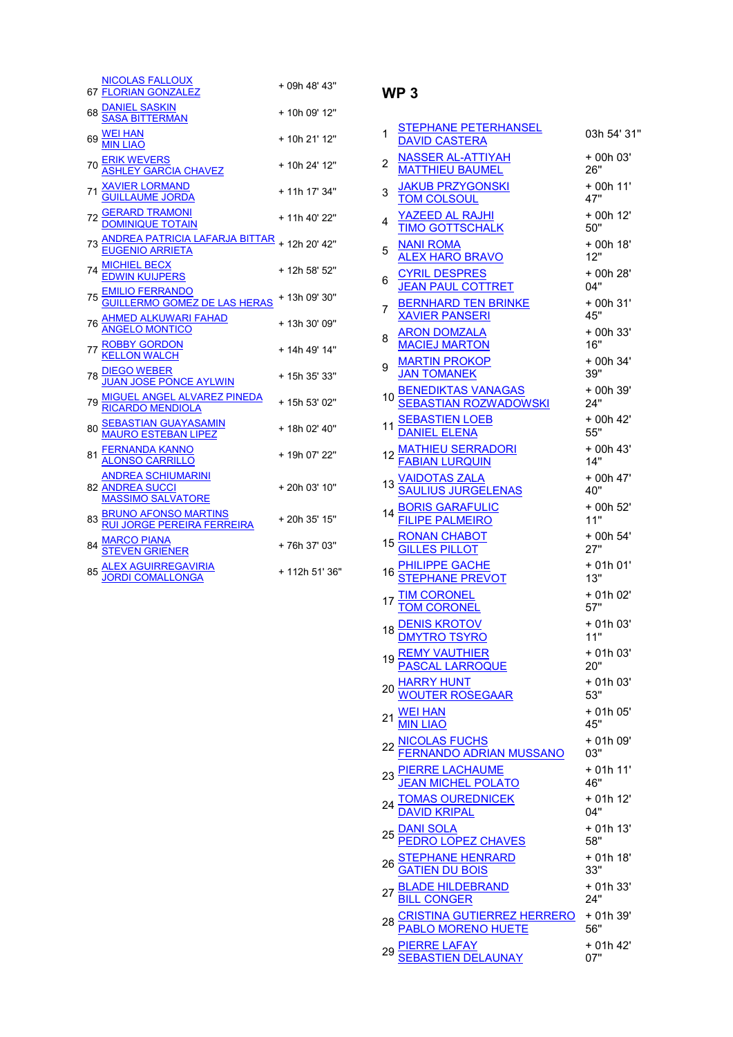| Pos | Crew | Time |
|---|---|---|
| 67 | NICOLAS FALLOUX<br>FLORIAN GONZALEZ | + 09h 48' 43'' |
| 68 | DANIEL SASKIN<br>SASA BITTERMAN | + 10h 09' 12'' |
| 69 | WEI HAN<br>MIN LIAO | + 10h 21' 12'' |
| 70 | ERIK WEVERS<br>ASHLEY GARCIA CHAVEZ | + 10h 24' 12'' |
| 71 | XAVIER LORMAND<br>GUILLAUME JORDA | + 11h 17' 34'' |
| 72 | GERARD TRAMONI<br>DOMINIQUE TOTAIN | + 11h 40' 22'' |
| 73 | ANDREA PATRICIA LAFARJA BITTAR<br>EUGENIO ARRIETA | + 12h 20' 42'' |
| 74 | MICHIEL BECX<br>EDWIN KUIJPERS | + 12h 58' 52'' |
| 75 | EMILIO FERRANDO<br>GUILLERMO GOMEZ DE LAS HERAS | + 13h 09' 30'' |
| 76 | AHMED ALKUWARI FAHAD<br>ANGELO MONTICO | + 13h 30' 09'' |
| 77 | ROBBY GORDON<br>KELLON WALCH | + 14h 49' 14'' |
| 78 | DIEGO WEBER<br>JUAN JOSE PONCE AYLWIN | + 15h 35' 33'' |
| 79 | MIGUEL ANGEL ALVAREZ PINEDA<br>RICARDO MENDIOLA | + 15h 53' 02'' |
| 80 | SEBASTIAN GUAYASAMIN<br>MAURO ESTEBAN LIPEZ | + 18h 02' 40'' |
| 81 | FERNANDA KANNO<br>ALONSO CARRILLO | + 19h 07' 22'' |
| 82 | ANDREA SCHIUMARINI<br>ANDREA SUCCI<br>MASSIMO SALVATORE | + 20h 03' 10'' |
| 83 | BRUNO AFONSO MARTINS<br>RUI JORGE PEREIRA FERREIRA | + 20h 35' 15'' |
| 84 | MARCO PIANA<br>STEVEN GRIENER | + 76h 37' 03'' |
| 85 | ALEX AGUIRREGAVIRIA<br>JORDI COMALLONGA | + 112h 51' 36'' |

## WP 3

| Pos | Crew | Time |
|---|---|---|
| 1 | STEPHANE PETERHANSEL<br>DAVID CASTERA | 03h 54' 31'' |
| 2 | NASSER AL-ATTIYAH<br>MATTHIEU BAUMEL | + 00h 03' 26'' |
| 3 | JAKUB PRZYGONSKI<br>TOM COLSOUL | + 00h 11' 47'' |
| 4 | YAZEED AL RAJHI<br>TIMO GOTTSCHALK | + 00h 12' 50'' |
| 5 | NANI ROMA<br>ALEX HARO BRAVO | + 00h 18' 12'' |
| 6 | CYRIL DESPRES<br>JEAN PAUL COTTRET | + 00h 28' 04'' |
| 7 | BERNHARD TEN BRINKE<br>XAVIER PANSERI | + 00h 31' 45'' |
| 8 | ARON DOMZALA<br>MACIEJ MARTON | + 00h 33' 16'' |
| 9 | MARTIN PROKOP<br>JAN TOMANEK | + 00h 34' 39'' |
| 10 | BENEDIKTAS VANAGAS<br>SEBASTIAN ROZWADOWSKI | + 00h 39' 24'' |
| 11 | SEBASTIEN LOEB<br>DANIEL ELENA | + 00h 42' 55'' |
| 12 | MATHIEU SERRADORI<br>FABIAN LURQUIN | + 00h 43' 14'' |
| 13 | VAIDOTAS ZALA<br>SAULIUS JURGELENAS | + 00h 47' 40'' |
| 14 | BORIS GARAFULIC<br>FILIPE PALMEIRO | + 00h 52' 11'' |
| 15 | RONAN CHABOT<br>GILLES PILLOT | + 00h 54' 27'' |
| 16 | PHILIPPE GACHE<br>STEPHANE PREVOT | + 01h 01' 13'' |
| 17 | TIM CORONEL<br>TOM CORONEL | + 01h 02' 57'' |
| 18 | DENIS KROTOV<br>DMYTRO TSYRO | + 01h 03' 11'' |
| 19 | REMY VAUTHIER<br>PASCAL LARROQUE | + 01h 03' 20'' |
| 20 | HARRY HUNT<br>WOUTER ROSEGAAR | + 01h 03' 53'' |
| 21 | WEI HAN<br>MIN LIAO | + 01h 05' 45'' |
| 22 | NICOLAS FUCHS<br>FERNANDO ADRIAN MUSSANO | + 01h 09' 03'' |
| 23 | PIERRE LACHAUME<br>JEAN MICHEL POLATO | + 01h 11' 46'' |
| 24 | TOMAS OUREDNICEK<br>DAVID KRIPAL | + 01h 12' 04'' |
| 25 | DANI SOLA<br>PEDRO LOPEZ CHAVES | + 01h 13' 58'' |
| 26 | STEPHANE HENRARD<br>GATIEN DU BOIS | + 01h 18' 33'' |
| 27 | BLADE HILDEBRAND<br>BILL CONGER | + 01h 33' 24'' |
| 28 | CRISTINA GUTIERREZ HERRERO<br>PABLO MORENO HUETE | + 01h 39' 56'' |
| 29 | PIERRE LAFAY<br>SEBASTIEN DELAUNAY | + 01h 42' 07'' |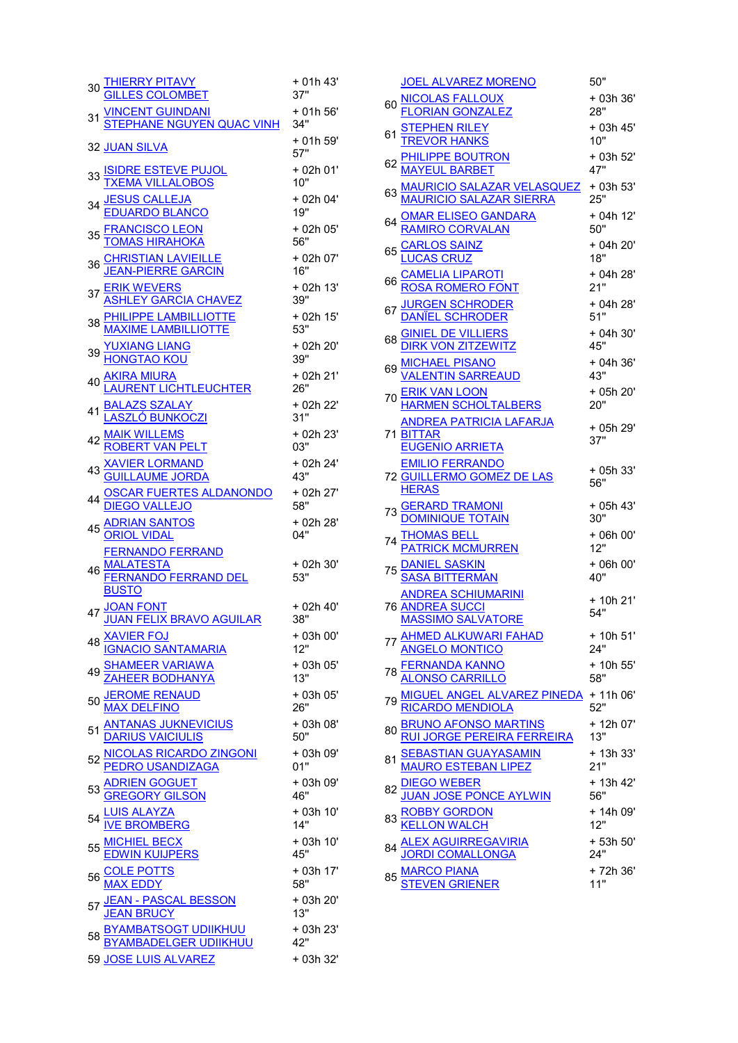| | | |
|---|---|---|
| 30 | THIERRY PITAVY<br>GILLES COLOMBET | + 01h 43' 37" |
| 31 | VINCENT GUINDANI<br>STEPHANE NGUYEN QUAC VINH | + 01h 56' 34" |
| 32 | JUAN SILVA | + 01h 59' 57" |
| 33 | ISIDRE ESTEVE PUJOL<br>TXEMA VILLALOBOS | + 02h 01' 10" |
| 34 | JESUS CALLEJA<br>EDUARDO BLANCO | + 02h 04' 19" |
| 35 | FRANCISCO LEON<br>TOMAS HIRAHOKA | + 02h 05' 56" |
| 36 | CHRISTIAN LAVIEILLE<br>JEAN-PIERRE GARCIN | + 02h 07' 16" |
| 37 | ERIK WEVERS<br>ASHLEY GARCIA CHAVEZ | + 02h 13' 39" |
| 38 | PHILIPPE LAMBILLIOTTE<br>MAXIME LAMBILLIOTTE | + 02h 15' 53" |
| 39 | YUXIANG LIANG<br>HONGTAO KOU | + 02h 20' 39" |
| 40 | AKIRA MIURA<br>LAURENT LICHTLEUCHTER | + 02h 21' 26" |
| 41 | BALAZS SZALAY<br>LASZLÓ BUNKOCZI | + 02h 22' 31" |
| 42 | MAIK WILLEMS<br>ROBERT VAN PELT | + 02h 23' 03" |
| 43 | XAVIER LORMAND<br>GUILLAUME JORDA | + 02h 24' 43" |
| 44 | OSCAR FUERTES ALDANONDO<br>DIEGO VALLEJO | + 02h 27' 58" |
| 45 | ADRIAN SANTOS<br>ORIOL VIDAL | + 02h 28' 04" |
| 46 | FERNANDO FERRAND MALATESTA<br>FERNANDO FERRAND DEL BUSTO | + 02h 30' 53" |
| 47 | JOAN FONT<br>JUAN FELIX BRAVO AGUILAR | + 02h 40' 38" |
| 48 | XAVIER FOJ<br>IGNACIO SANTAMARIA | + 03h 00' 12" |
| 49 | SHAMEER VARIAWA<br>ZAHEER BODHANYA | + 03h 05' 13" |
| 50 | JEROME RENAUD<br>MAX DELFINO | + 03h 05' 26" |
| 51 | ANTANAS JUKNEVICIUS<br>DARIUS VAICIULIS | + 03h 08' 50" |
| 52 | NICOLAS RICARDO ZINGONI<br>PEDRO USANDIZAGA | + 03h 09' 01" |
| 53 | ADRIEN GOGUET<br>GREGORY GILSON | + 03h 09' 46" |
| 54 | LUIS ALAYZA<br>IVE BROMBERG | + 03h 10' 14" |
| 55 | MICHIEL BECX<br>EDWIN KUIJPERS | + 03h 10' 45" |
| 56 | COLE POTTS<br>MAX EDDY | + 03h 17' 58" |
| 57 | JEAN - PASCAL BESSON<br>JEAN BRUCY | + 03h 20' 13" |
| 58 | BYAMBATSOGT UDIIKHUU<br>BYAMBADELGER UDIIKHUU | + 03h 23' 42" |
| 59 | JOSE LUIS ALVAREZ<br>JOEL ALVAREZ MORENO | + 03h 32' 50" |
| 60 | NICOLAS FALLOUX<br>FLORIAN GONZALEZ | + 03h 36' 28" |
| 61 | STEPHEN RILEY<br>TREVOR HANKS | + 03h 45' 10" |
| 62 | PHILIPPE BOUTRON<br>MAYEUL BARBET | + 03h 52' 47" |
| 63 | MAURICIO SALAZAR VELASQUEZ<br>MAURICIO SALAZAR SIERRA | + 03h 53' 25" |
| 64 | OMAR ELISEO GANDARA<br>RAMIRO CORVALAN | + 04h 12' 50" |
| 65 | CARLOS SAINZ<br>LUCAS CRUZ | + 04h 20' 18" |
| 66 | CAMELIA LIPAROTI<br>ROSA ROMERO FONT | + 04h 28' 21" |
| 67 | JURGEN SCHRODER<br>DANÏEL SCHRODER | + 04h 28' 51" |
| 68 | GINIEL DE VILLIERS<br>DIRK VON ZITZEWITZ | + 04h 30' 45" |
| 69 | MICHAEL PISANO<br>VALENTIN SARREAUD | + 04h 36' 43" |
| 70 | ERIK VAN LOON<br>HARMEN SCHOLTALBERS | + 05h 20' 20" |
| 71 | ANDREA PATRICIA LAFARJA<br>BITTAR<br>EUGENIO ARRIETA | + 05h 29' 37" |
| 72 | EMILIO FERRANDO<br>GUILLERMO GOMEZ DE LAS HERAS | + 05h 33' 56" |
| 73 | GERARD TRAMONI<br>DOMINIQUE TOTAIN | + 05h 43' 30" |
| 74 | THOMAS BELL<br>PATRICK MCMURREN | + 06h 00' 12" |
| 75 | DANIEL SASKIN<br>SASA BITTERMAN | + 06h 00' 40" |
| 76 | ANDREA SCHIUMARINI<br>ANDREA SUCCI<br>MASSIMO SALVATORE | + 10h 21' 54" |
| 77 | AHMED ALKUWARI FAHAD<br>ANGELO MONTICO | + 10h 51' 24" |
| 78 | FERNANDA KANNO<br>ALONSO CARRILLO | + 10h 55' 58" |
| 79 | MIGUEL ANGEL ALVAREZ PINEDA<br>RICARDO MENDIOLA | + 11h 06' 52" |
| 80 | BRUNO AFONSO MARTINS<br>RUI JORGE PEREIRA FERREIRA | + 12h 07' 13" |
| 81 | SEBASTIAN GUAYASAMIN<br>MAURO ESTEBAN LIPEZ | + 13h 33' 21" |
| 82 | DIEGO WEBER<br>JUAN JOSE PONCE AYLWIN | + 13h 42' 56" |
| 83 | ROBBY GORDON<br>KELLON WALCH | + 14h 09' 12" |
| 84 | ALEX AGUIRREGAVIRIA<br>JORDI COMALLONGA | + 53h 50' 24" |
| 85 | MARCO PIANA<br>STEVEN GRIENER | + 72h 36' 11" |